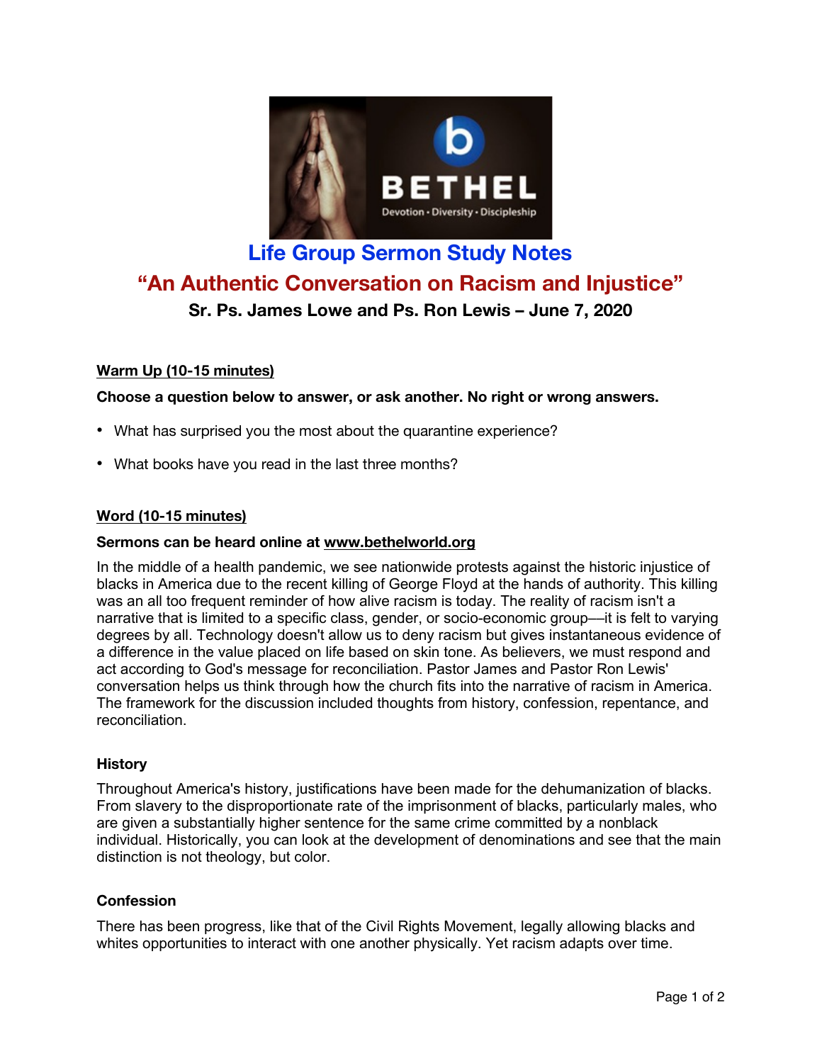# Life Group Sermon Study Notes

## "An Authentic Conversation on Racism and Injustice"

**Sr. Ps. James Lowe and Ps. Ron Lewis – June 7, 2020**

### Warm Up (10-15 minutes)

**Choose a question below to answer, or ask another. No right or wrong answers.**

- What has surprised you the most about the quarantine experience?
- What books have you read in the last three months?

### Word (10-15 minutes)

**Sermons can be heard online at www.bethelworld.org**

In the middle of a health pandemic, we see nationwide protests against the historic injustice of blacks in America due to the recent killing of George Floyd at the hands of authority. This killing was an all too frequent reminder of how alive racism is today. The reality of racism isn't a narrative that is limited to a specific class, gender, or socio-economic group—it is felt to varying degrees by all. Technology doesn't allow us to deny racism but gives instantaneous evidence of a difference in the value placed on life based on skin tone. As believers, we must respond and act according to God's message for reconciliation. Pastor James and Pastor Ron Lewis' conversation helps us think through how the church fits into the narrative of racism in America. The framework for the discussion included thoughts from history, confession, repentance, and reconciliation.

**History**

Throughout America's history, justifications have been made for the dehumanization of blacks. From slavery to the disproportionate rate of the imprisonment of blacks, particularly males, who are given a substantially higher sentence for the same crime committed by a nonblack individual. Historically, you can look at the development of denominations and see that the main distinction is not theology, but color.

**Confession**

There has been progress, like that of the Civil Rights Movement, legally allowing blacks and whites opportunities to interact with one another physically. Yet racism adapts over time.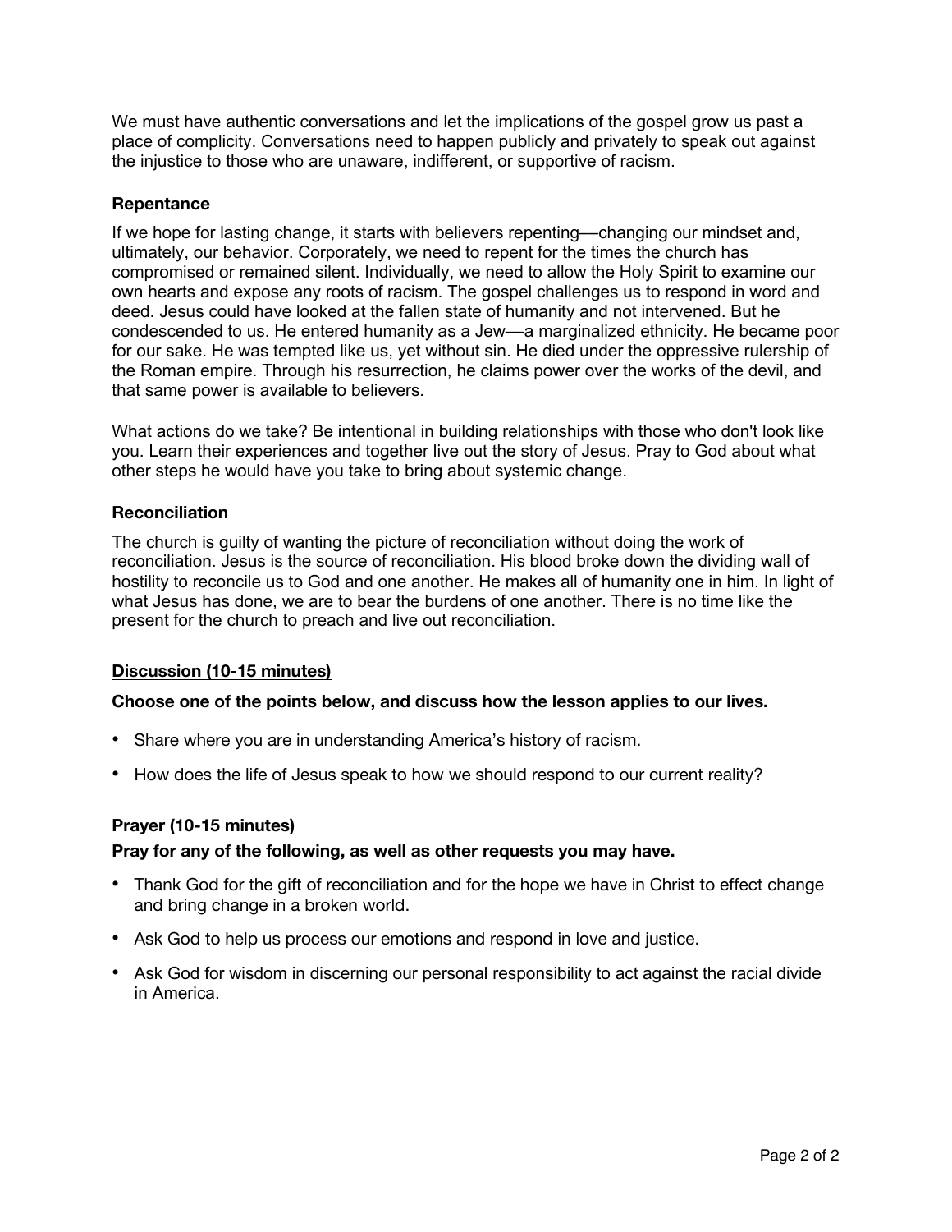We must have authentic conversations and let the implications of the gospel grow us past a place of complicity. Conversations need to happen publicly and privately to speak out against the injustice to those who are unaware, indifferent, or supportive of racism.

### Repentance

If we hope for lasting change, it starts with believers repenting—changing our mindset and, ultimately, our behavior. Corporately, we need to repent for the times the church has compromised or remained silent. Individually, we need to allow the Holy Spirit to examine our own hearts and expose any roots of racism. The gospel challenges us to respond in word and deed. Jesus could have looked at the fallen state of humanity and not intervened. But he condescended to us. He entered humanity as a Jew—a marginalized ethnicity. He became poor for our sake. He was tempted like us, yet without sin. He died under the oppressive rulership of the Roman empire. Through his resurrection, he claims power over the works of the devil, and that same power is available to believers.

What actions do we take? Be intentional in building relationships with those who don't look like you. Learn their experiences and together live out the story of Jesus. Pray to God about what other steps he would have you take to bring about systemic change.

### Reconciliation

The church is guilty of wanting the picture of reconciliation without doing the work of reconciliation. Jesus is the source of reconciliation. His blood broke down the dividing wall of hostility to reconcile us to God and one another. He makes all of humanity one in him. In light of what Jesus has done, we are to bear the burdens of one another. There is no time like the present for the church to preach and live out reconciliation.

## Discussion (10-15 minutes)

**Choose one of the points below, and discuss how the lesson applies to our lives.**

- Share where you are in understanding America's history of racism.
- How does the life of Jesus speak to how we should respond to our current reality?

## Prayer (10-15 minutes)

**Pray for any of the following, as well as other requests you may have.**

- Thank God for the gift of reconciliation and for the hope we have in Christ to effect change and bring change in a broken world.
- Ask God to help us process our emotions and respond in love and justice.
- Ask God for wisdom in discerning our personal responsibility to act against the racial divide in America.